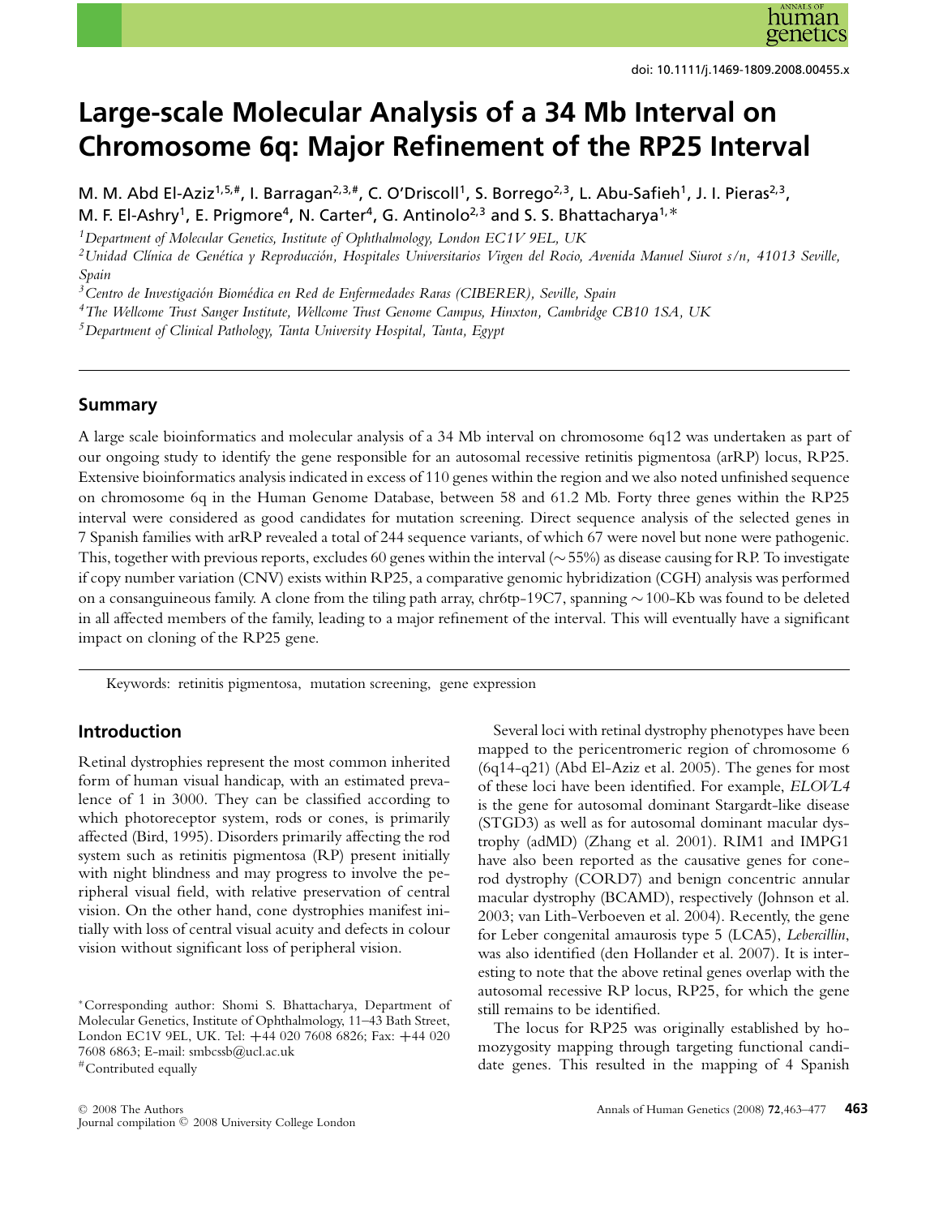doi: 10.1111/j.1469-1809.2008.00455.x

# Large-scale Molecular Analysis of a 34 Mb Interval on Chromosome 6q: Major Refinement of the RP25 Interval

M. M. Abd El-Aziz[1,5,#], I. Barragan[2,3,#], C. O'Driscoll[1], S. Borrego[2,3], L. Abu-Safieh[1], J. I. Pieras[2,3], M. F. El-Ashry[1], E. Prigmore[4], N. Carter[4], G. Antinolo[2,3] and S. S. Bhattacharya[1,*]

[1]*Department of Molecular Genetics, Institute of Ophthalmology, London EC1V 9EL, UK*

[2]*Unidad Clínica de Genética y Reproducción, Hospitales Universitarios Virgen del Rocio, Avenida Manuel Siurot s/n, 41013 Seville, Spain*

[3]*Centro de Investigación Biomédica en Red de Enfermedades Raras (CIBERER), Seville, Spain*

[4]*The Wellcome Trust Sanger Institute, Wellcome Trust Genome Campus, Hinxton, Cambridge CB10 1SA, UK*

[5]*Department of Clinical Pathology, Tanta University Hospital, Tanta, Egypt*

## Summary

A large scale bioinformatics and molecular analysis of a 34 Mb interval on chromosome 6q12 was undertaken as part of our ongoing study to identify the gene responsible for an autosomal recessive retinitis pigmentosa (arRP) locus, RP25. Extensive bioinformatics analysis indicated in excess of 110 genes within the region and we also noted unfinished sequence on chromosome 6q in the Human Genome Database, between 58 and 61.2 Mb. Forty three genes within the RP25 interval were considered as good candidates for mutation screening. Direct sequence analysis of the selected genes in 7 Spanish families with arRP revealed a total of 244 sequence variants, of which 67 were novel but none were pathogenic. This, together with previous reports, excludes 60 genes within the interval (∼55%) as disease causing for RP. To investigate if copy number variation (CNV) exists within RP25, a comparative genomic hybridization (CGH) analysis was performed on a consanguineous family. A clone from the tiling path array, chr6tp-19C7, spanning ∼100-Kb was found to be deleted in all affected members of the family, leading to a major refinement of the interval. This will eventually have a significant impact on cloning of the RP25 gene.

Keywords: retinitis pigmentosa, mutation screening, gene expression

## Introduction

Retinal dystrophies represent the most common inherited form of human visual handicap, with an estimated prevalence of 1 in 3000. They can be classified according to which photoreceptor system, rods or cones, is primarily affected (Bird, 1995). Disorders primarily affecting the rod system such as retinitis pigmentosa (RP) present initially with night blindness and may progress to involve the peripheral visual field, with relative preservation of central vision. On the other hand, cone dystrophies manifest initially with loss of central visual acuity and defects in colour vision without significant loss of peripheral vision.

Several loci with retinal dystrophy phenotypes have been mapped to the pericentromeric region of chromosome 6 (6q14-q21) (Abd El-Aziz et al. 2005). The genes for most of these loci have been identified. For example, *ELOVL4* is the gene for autosomal dominant Stargardt-like disease (STGD3) as well as for autosomal dominant macular dystrophy (adMD) (Zhang et al. 2001). RIM1 and IMPG1 have also been reported as the causative genes for cone-rod dystrophy (CORD7) and benign concentric annular macular dystrophy (BCAMD), respectively (Johnson et al. 2003; van Lith-Verboeven et al. 2004). Recently, the gene for Leber congenital amaurosis type 5 (LCA5), *Lebercillin*, was also identified (den Hollander et al. 2007). It is interesting to note that the above retinal genes overlap with the autosomal recessive RP locus, RP25, for which the gene still remains to be identified.

The locus for RP25 was originally established by homozygosity mapping through targeting functional candidate genes. This resulted in the mapping of 4 Spanish

*Corresponding author: Shomi S. Bhattacharya, Department of Molecular Genetics, Institute of Ophthalmology, 11–43 Bath Street, London EC1V 9EL, UK. Tel: +44 020 7608 6826; Fax: +44 020 7608 6863; E-mail: smbcssb@ucl.ac.uk

#Contributed equally

© 2008 The Authors
Journal compilation © 2008 University College London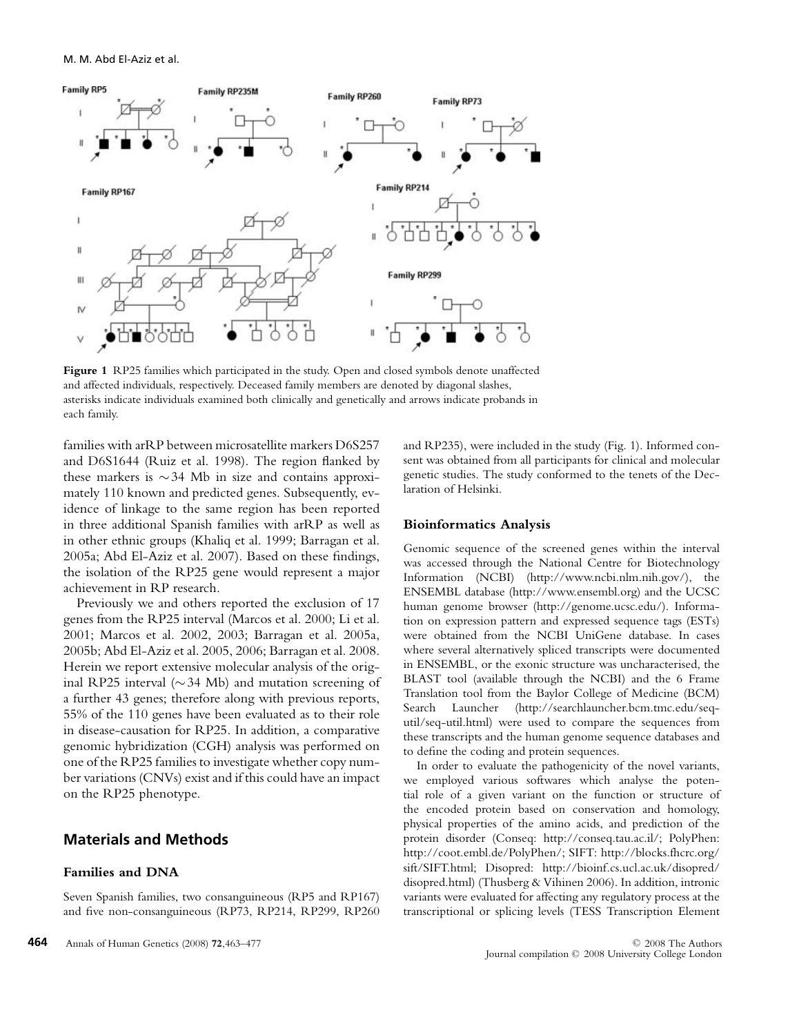**Figure 1** RP25 families which participated in the study. Open and closed symbols denote unaffected and affected individuals, respectively. Deceased family members are denoted by diagonal slashes, asterisks indicate individuals examined both clinically and genetically and arrows indicate probands in each family.

families with arRP between microsatellite markers D6S257 and D6S1644 (Ruiz et al. 1998). The region flanked by these markers is ∼34 Mb in size and contains approximately 110 known and predicted genes. Subsequently, evidence of linkage to the same region has been reported in three additional Spanish families with arRP as well as in other ethnic groups (Khaliq et al. 1999; Barragan et al. 2005a; Abd El-Aziz et al. 2007). Based on these findings, the isolation of the RP25 gene would represent a major achievement in RP research.

Previously we and others reported the exclusion of 17 genes from the RP25 interval (Marcos et al. 2000; Li et al. 2001; Marcos et al. 2002, 2003; Barragan et al. 2005a, 2005b; Abd El-Aziz et al. 2005, 2006; Barragan et al. 2008. Herein we report extensive molecular analysis of the original RP25 interval (∼34 Mb) and mutation screening of a further 43 genes; therefore along with previous reports, 55% of the 110 genes have been evaluated as to their role in disease-causation for RP25. In addition, a comparative genomic hybridization (CGH) analysis was performed on one of the RP25 families to investigate whether copy number variations (CNVs) exist and if this could have an impact on the RP25 phenotype.

## Materials and Methods

### Families and DNA

Seven Spanish families, two consanguineous (RP5 and RP167) and five non-consanguineous (RP73, RP214, RP299, RP260 and RP235), were included in the study (Fig. 1). Informed consent was obtained from all participants for clinical and molecular genetic studies. The study conformed to the tenets of the Declaration of Helsinki.

### Bioinformatics Analysis

Genomic sequence of the screened genes within the interval was accessed through the National Centre for Biotechnology Information (NCBI) (http://www.ncbi.nlm.nih.gov/), the ENSEMBL database (http://www.ensembl.org) and the UCSC human genome browser (http://genome.ucsc.edu/). Information on expression pattern and expressed sequence tags (ESTs) were obtained from the NCBI UniGene database. In cases where several alternatively spliced transcripts were documented in ENSEMBL, or the exonic structure was uncharacterised, the BLAST tool (available through the NCBI) and the 6 Frame Translation tool from the Baylor College of Medicine (BCM) Search Launcher (http://searchlauncher.bcm.tmc.edu/seq-util/seq-util.html) were used to compare the sequences from these transcripts and the human genome sequence databases and to define the coding and protein sequences.

In order to evaluate the pathogenicity of the novel variants, we employed various softwares which analyse the potential role of a given variant on the function or structure of the encoded protein based on conservation and homology, physical properties of the amino acids, and prediction of the protein disorder (Conseq: http://conseq.tau.ac.il/; PolyPhen: http://coot.embl.de/PolyPhen/; SIFT: http://blocks.fhcrc.org/sift/SIFT.html; Disopred: http://bioinf.cs.ucl.ac.uk/disopred/disopred.html) (Thusberg & Vihinen 2006). In addition, intronic variants were evaluated for affecting any regulatory process at the transcriptional or splicing levels (TESS Transcription Element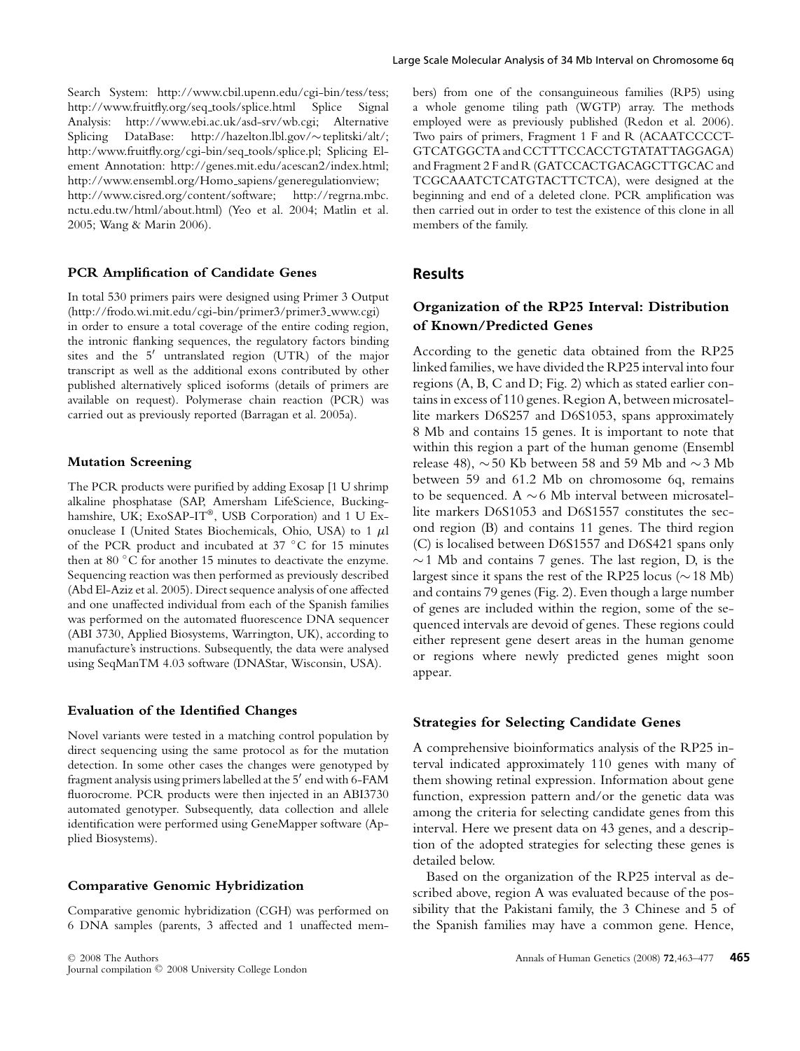Search System: http://www.cbil.upenn.edu/cgi-bin/tess/tess; http://www.fruitfly.org/seq_tools/splice.html Splice Signal Analysis: http://www.ebi.ac.uk/asd-srv/wb.cgi; Alternative Splicing DataBase: http://hazelton.lbl.gov/~teplitski/alt/; http:/www.fruitfly.org/cgi-bin/seq_tools/splice.pl; Splicing Element Annotation: http://genes.mit.edu/acescan2/index.html; http://www.ensembl.org/Homo_sapiens/generegulationview; http://www.cisred.org/content/software; http://regrna.mbc.nctu.edu.tw/html/about.html) (Yeo et al. 2004; Matlin et al. 2005; Wang & Marin 2006).

### PCR Amplification of Candidate Genes

In total 530 primers pairs were designed using Primer 3 Output (http://frodo.wi.mit.edu/cgi-bin/primer3/primer3_www.cgi) in order to ensure a total coverage of the entire coding region, the intronic flanking sequences, the regulatory factors binding sites and the 5′ untranslated region (UTR) of the major transcript as well as the additional exons contributed by other published alternatively spliced isoforms (details of primers are available on request). Polymerase chain reaction (PCR) was carried out as previously reported (Barragan et al. 2005a).

### Mutation Screening

The PCR products were purified by adding Exosap [1 U shrimp alkaline phosphatase (SAP, Amersham LifeScience, Buckinghamshire, UK; ExoSAP-IT®, USB Corporation) and 1 U Exonuclease I (United States Biochemicals, Ohio, USA) to 1 μl of the PCR product and incubated at 37 °C for 15 minutes then at 80 °C for another 15 minutes to deactivate the enzyme. Sequencing reaction was then performed as previously described (Abd El-Aziz et al. 2005). Direct sequence analysis of one affected and one unaffected individual from each of the Spanish families was performed on the automated fluorescence DNA sequencer (ABI 3730, Applied Biosystems, Warrington, UK), according to manufacture's instructions. Subsequently, the data were analysed using SeqManTM 4.03 software (DNAStar, Wisconsin, USA).

### Evaluation of the Identified Changes

Novel variants were tested in a matching control population by direct sequencing using the same protocol as for the mutation detection. In some other cases the changes were genotyped by fragment analysis using primers labelled at the 5′ end with 6-FAM fluorocrome. PCR products were then injected in an ABI3730 automated genotyper. Subsequently, data collection and allele identification were performed using GeneMapper software (Applied Biosystems).

### Comparative Genomic Hybridization

Comparative genomic hybridization (CGH) was performed on 6 DNA samples (parents, 3 affected and 1 unaffected members) from one of the consanguineous families (RP5) using a whole genome tiling path (WGTP) array. The methods employed were as previously published (Redon et al. 2006). Two pairs of primers, Fragment 1 F and R (ACAATCCCCTGTCATGGCTA and CCTTTCCACCTGTATATTAGGAGA) and Fragment 2 F and R (GATCCACTGACAGCTTGCAC and TCGCAAATCTCATGTACTTCTCA), were designed at the beginning and end of a deleted clone. PCR amplification was then carried out in order to test the existence of this clone in all members of the family.

## Results

### Organization of the RP25 Interval: Distribution of Known/Predicted Genes

According to the genetic data obtained from the RP25 linked families, we have divided the RP25 interval into four regions (A, B, C and D; Fig. 2) which as stated earlier contains in excess of 110 genes. Region A, between microsatellite markers D6S257 and D6S1053, spans approximately 8 Mb and contains 15 genes. It is important to note that within this region a part of the human genome (Ensembl release 48), ~50 Kb between 58 and 59 Mb and ~3 Mb between 59 and 61.2 Mb on chromosome 6q, remains to be sequenced. A ~6 Mb interval between microsatellite markers D6S1053 and D6S1557 constitutes the second region (B) and contains 11 genes. The third region (C) is localised between D6S1557 and D6S421 spans only ~1 Mb and contains 7 genes. The last region, D, is the largest since it spans the rest of the RP25 locus (~18 Mb) and contains 79 genes (Fig. 2). Even though a large number of genes are included within the region, some of the sequenced intervals are devoid of genes. These regions could either represent gene desert areas in the human genome or regions where newly predicted genes might soon appear.

### Strategies for Selecting Candidate Genes

A comprehensive bioinformatics analysis of the RP25 interval indicated approximately 110 genes with many of them showing retinal expression. Information about gene function, expression pattern and/or the genetic data was among the criteria for selecting candidate genes from this interval. Here we present data on 43 genes, and a description of the adopted strategies for selecting these genes is detailed below.

Based on the organization of the RP25 interval as described above, region A was evaluated because of the possibility that the Pakistani family, the 3 Chinese and 5 of the Spanish families may have a common gene. Hence,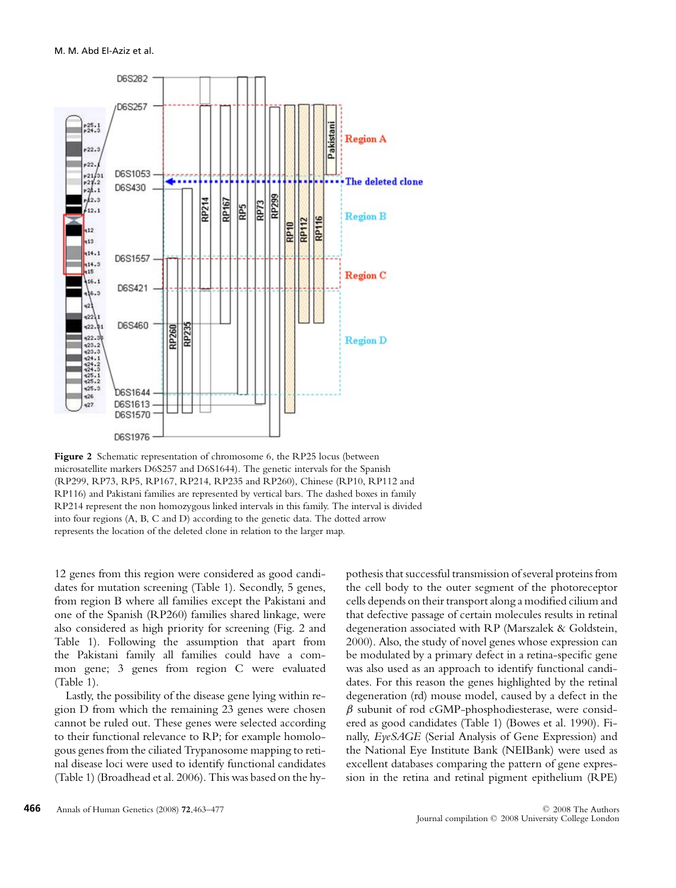**Figure 2** Schematic representation of chromosome 6, the RP25 locus (between microsatellite markers D6S257 and D6S1644). The genetic intervals for the Spanish (RP299, RP73, RP5, RP167, RP214, RP235 and RP260), Chinese (RP10, RP112 and RP116) and Pakistani families are represented by vertical bars. The dashed boxes in family RP214 represent the non homozygous linked intervals in this family. The interval is divided into four regions (A, B, C and D) according to the genetic data. The dotted arrow represents the location of the deleted clone in relation to the larger map.

12 genes from this region were considered as good candidates for mutation screening (Table 1). Secondly, 5 genes, from region B where all families except the Pakistani and one of the Spanish (RP260) families shared linkage, were also considered as high priority for screening (Fig. 2 and Table 1). Following the assumption that apart from the Pakistani family all families could have a common gene; 3 genes from region C were evaluated (Table 1).

Lastly, the possibility of the disease gene lying within region D from which the remaining 23 genes were chosen cannot be ruled out. These genes were selected according to their functional relevance to RP; for example homologous genes from the ciliated Trypanosome mapping to retinal disease loci were used to identify functional candidates (Table 1) (Broadhead et al. 2006). This was based on the hypothesis that successful transmission of several proteins from the cell body to the outer segment of the photoreceptor cells depends on their transport along a modified cilium and that defective passage of certain molecules results in retinal degeneration associated with RP (Marszalek & Goldstein, 2000). Also, the study of novel genes whose expression can be modulated by a primary defect in a retina-specific gene was also used as an approach to identify functional candidates. For this reason the genes highlighted by the retinal degeneration (rd) mouse model, caused by a defect in the $\beta$ subunit of rod cGMP-phosphodiesterase, were considered as good candidates (Table 1) (Bowes et al. 1990). Finally, *EyeSAGE* (Serial Analysis of Gene Expression) and the National Eye Institute Bank (NEIBank) were used as excellent databases comparing the pattern of gene expression in the retina and retinal pigment epithelium (RPE)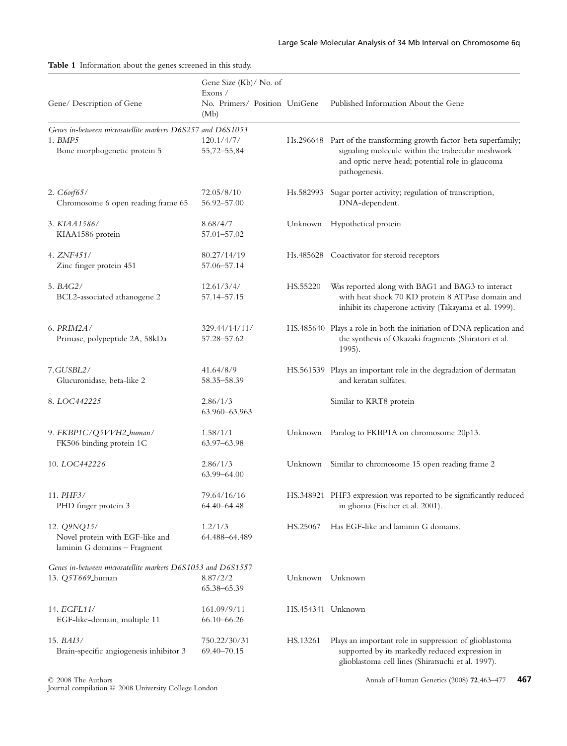**Table 1** Information about the genes screened in this study.

| Gene/ Description of Gene | Gene Size (Kb)/ No. of Exons / No. Primers/ Position (Mb) | UniGene | Published Information About the Gene |
|---|---|---|---|
| *Genes in-between microsatellite markers D6S257 and D6S1053* | | | |
| 1. *BMP5* Bone morphogenetic protein 5 | 120.1/4/7/ 55,72–55,84 | Hs.296648 | Part of the transforming growth factor-beta superfamily; signaling molecule within the trabecular meshwork and optic nerve head; potential role in glaucoma pathogenesis. |
| 2. *C6orf65*/ Chromosome 6 open reading frame 65 | 72.05/8/10 56.92–57.00 | Hs.582993 | Sugar porter activity; regulation of transcription, DNA-dependent. |
| 3. *KIAA1586*/ KIAA1586 protein | 8.68/4/7 57.01–57.02 | Unknown | Hypothetical protein |
| 4. *ZNF451*/ Zinc finger protein 451 | 80.27/14/19 57.06–57.14 | Hs.485628 | Coactivator for steroid receptors |
| 5. *BAG2*/ BCL2-associated athanogene 2 | 12.61/3/4/ 57.14–57.15 | HS.55220 | Was reported along with BAG1 and BAG3 to interact with heat shock 70 KD protein 8 ATPase domain and inhibit its chaperone activity (Takayama et al. 1999). |
| 6. *PRIM2A*/ Primase, polypeptide 2A, 58kDa | 329.44/14/11/ 57.28–57.62 | HS.485640 | Plays a role in both the initiation of DNA replication and the synthesis of Okazaki fragments (Shiratori et al. 1995). |
| 7. *GUSBL2*/ Glucuronidase, beta-like 2 | 41.64/8/9 58.35–58.39 | HS.561539 | Plays an important role in the degradation of dermatan and keratan sulfates. |
| 8. *LOC442225* | 2.86/1/3 63.960–63.963 | | Similar to KRT8 protein |
| 9. *FKBP1C/Q5VVH2_human*/ FK506 binding protein 1C | 1.58/1/1 63.97–63.98 | Unknown | Paralog to FKBP1A on chromosome 20p13. |
| 10. *LOC442226* | 2.86/1/3 63.99–64.00 | Unknown | Similar to chromosome 15 open reading frame 2 |
| 11. *PHF3*/ PHD finger protein 3 | 79.64/16/16 64.40–64.48 | HS.348921 | PHF3 expression was reported to be significantly reduced in glioma (Fischer et al. 2001). |
| 12. *Q9NQ15*/ Novel protein with EGF-like and laminin G domains – Fragment | 1.2/1/3 64.488–64.489 | HS.25067 | Has EGF-like and laminin G domains. |
| *Genes in-between microsatellite markers D6S1053 and D6S1557* | | | |
| 13. *Q5T669*_human | 8.87/2/2 65.38–65.39 | Unknown | Unknown |
| 14. *EGFL11*/ EGF-like-domain, multiple 11 | 161.09/9/11 66.10–66.26 | HS.454341 | Unknown |
| 15. *BAI3*/ Brain-specific angiogenesis inhibitor 3 | 750.22/30/31 69.40–70.15 | HS.13261 | Plays an important role in suppression of glioblastoma supported by its markedly reduced expression in glioblastoma cell lines (Shiratsuchi et al. 1997). |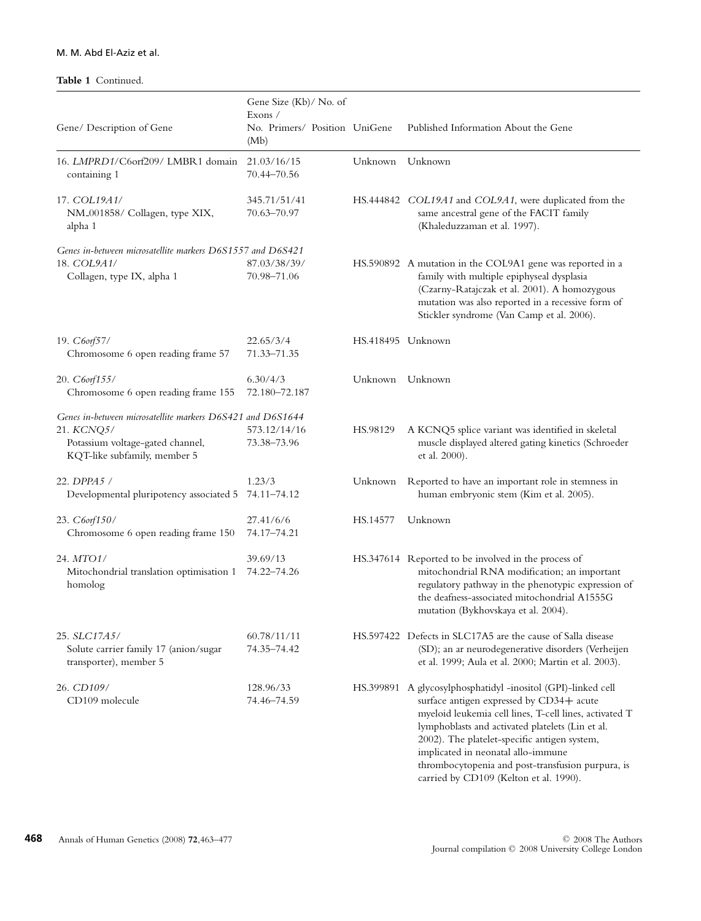**Table 1** Continued.

| Gene/ Description of Gene | Gene Size (Kb)/ No. of Exons / No. Primers/ Position (Mb) | UniGene | Published Information About the Gene |
|---|---|---|---|
| 16. *LMPRD1*/C6orf209/ LMBR1 domain containing 1 | 21.03/16/15 70.44–70.56 | Unknown | Unknown |
| 17. *COL19A1*/ NM_001858/ Collagen, type XIX, alpha 1 | 345.71/51/41 70.63–70.97 | HS.444842 | *COL19A1* and *COL9A1*, were duplicated from the same ancestral gene of the FACIT family (Khaleduzzaman et al. 1997). |
| *Genes in-between microsatellite markers D6S1557 and D6S421* | | | |
| 18. *COL9A1*/ Collagen, type IX, alpha 1 | 87.03/38/39/ 70.98–71.06 | HS.590892 | A mutation in the COL9A1 gene was reported in a family with multiple epiphyseal dysplasia (Czarny-Ratajczak et al. 2001). A homozygous mutation was also reported in a recessive form of Stickler syndrome (Van Camp et al. 2006). |
| 19. *C6orf57*/ Chromosome 6 open reading frame 57 | 22.65/3/4 71.33–71.35 | HS.418495 | Unknown |
| 20. *C6orf155*/ Chromosome 6 open reading frame 155 | 6.30/4/3 72.180–72.187 | Unknown | Unknown |
| *Genes in-between microsatellite markers D6S421 and D6S1644* | | | |
| 21. *KCNQ5*/ Potassium voltage-gated channel, KQT-like subfamily, member 5 | 573.12/14/16 73.38–73.96 | HS.98129 | A KCNQ5 splice variant was identified in skeletal muscle displayed altered gating kinetics (Schroeder et al. 2000). |
| 22. *DPPA5* / Developmental pluripotency associated 5 | 1.23/3 74.11–74.12 | Unknown | Reported to have an important role in stemness in human embryonic stem (Kim et al. 2005). |
| 23. *C6orf150*/ Chromosome 6 open reading frame 150 | 27.41/6/6 74.17–74.21 | HS.14577 | Unknown |
| 24. *MTO1*/ Mitochondrial translation optimisation 1 homolog | 39.69/13 74.22–74.26 | HS.347614 | Reported to be involved in the process of mitochondrial RNA modification; an important regulatory pathway in the phenotypic expression of the deafness-associated mitochondrial A1555G mutation (Bykhovskaya et al. 2004). |
| 25. *SLC17A5*/ Solute carrier family 17 (anion/sugar transporter), member 5 | 60.78/11/11 74.35–74.42 | HS.597422 | Defects in SLC17A5 are the cause of Salla disease (SD); an ar neurodegenerative disorders (Verheijen et al. 1999; Aula et al. 2000; Martin et al. 2003). |
| 26. *CD109*/ CD109 molecule | 128.96/33 74.46–74.59 | HS.399891 | A glycosylphosphatidyl -inositol (GPI)-linked cell surface antigen expressed by CD34+ acute myeloid leukemia cell lines, T-cell lines, activated T lymphoblasts and activated platelets (Lin et al. 2002). The platelet-specific antigen system, implicated in neonatal allo-immune thrombocytopenia and post-transfusion purpura, is carried by CD109 (Kelton et al. 1990). |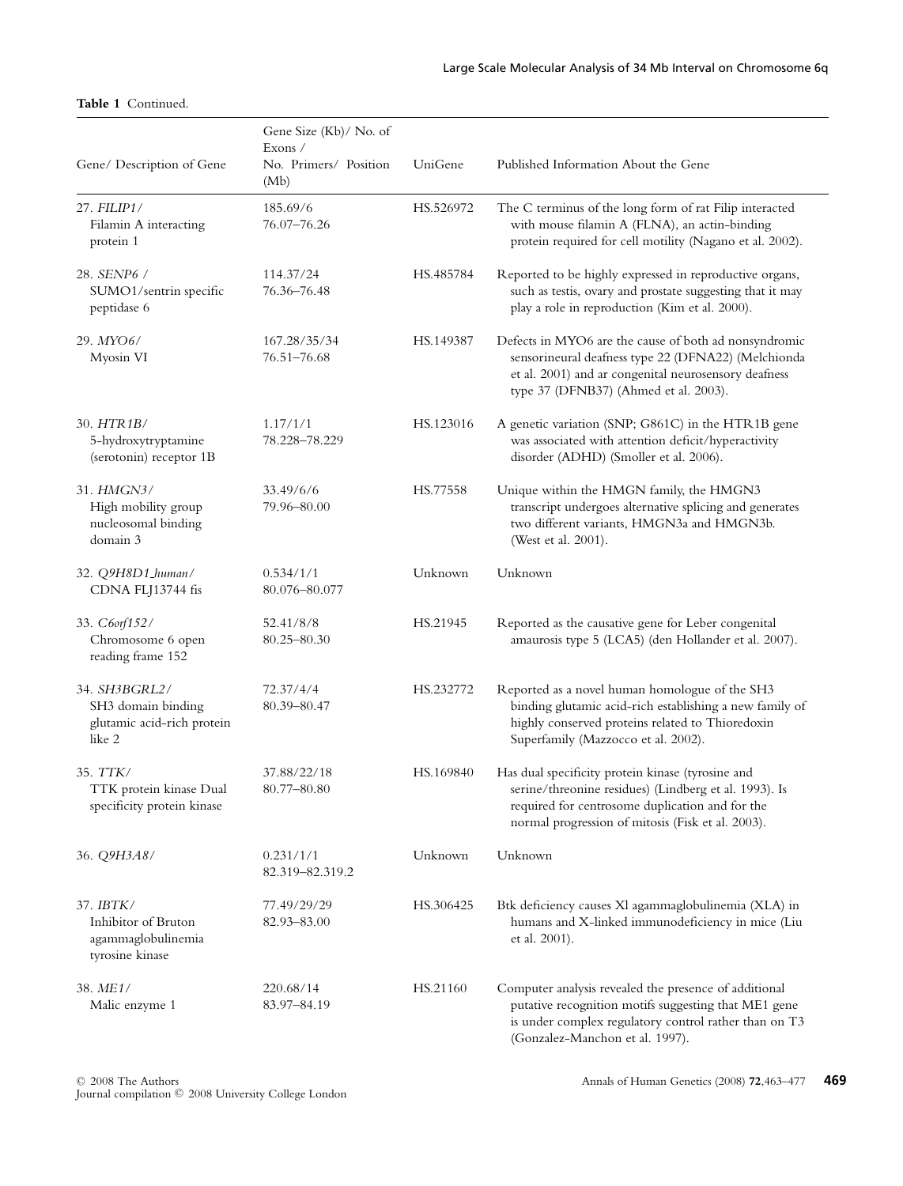**Table 1** Continued.

| Gene/ Description of Gene | Gene Size (Kb)/ No. of Exons / No. Primers/ Position (Mb) | UniGene | Published Information About the Gene |
|---|---|---|---|
| 27. *FILIP1*/ Filamin A interacting protein 1 | 185.69/6 76.07–76.26 | HS.526972 | The C terminus of the long form of rat Filip interacted with mouse filamin A (FLNA), an actin-binding protein required for cell motility (Nagano et al. 2002). |
| 28. *SENP6* / SUMO1/sentrin specific peptidase 6 | 114.37/24 76.36–76.48 | HS.485784 | Reported to be highly expressed in reproductive organs, such as testis, ovary and prostate suggesting that it may play a role in reproduction (Kim et al. 2000). |
| 29. *MYO6*/ Myosin VI | 167.28/35/34 76.51–76.68 | HS.149387 | Defects in MYO6 are the cause of both ad nonsyndromic sensorineural deafness type 22 (DFNA22) (Melchionda et al. 2001) and ar congenital neurosensory deafness type 37 (DFNB37) (Ahmed et al. 2003). |
| 30. *HTR1B*/ 5-hydroxytryptamine (serotonin) receptor 1B | 1.17/1/1 78.228–78.229 | HS.123016 | A genetic variation (SNP; G861C) in the HTR1B gene was associated with attention deficit/hyperactivity disorder (ADHD) (Smoller et al. 2006). |
| 31. *HMGN3*/ High mobility group nucleosomal binding domain 3 | 33.49/6/6 79.96–80.00 | HS.77558 | Unique within the HMGN family, the HMGN3 transcript undergoes alternative splicing and generates two different variants, HMGN3a and HMGN3b. (West et al. 2001). |
| 32. *Q9H8D1_human*/ CDNA FLJ13744 fis | 0.534/1/1 80.076–80.077 | Unknown | Unknown |
| 33. *C6orf152*/ Chromosome 6 open reading frame 152 | 52.41/8/8 80.25–80.30 | HS.21945 | Reported as the causative gene for Leber congenital amaurosis type 5 (LCA5) (den Hollander et al. 2007). |
| 34. *SH3BGRL2*/ SH3 domain binding glutamic acid-rich protein like 2 | 72.37/4/4 80.39–80.47 | HS.232772 | Reported as a novel human homologue of the SH3 binding glutamic acid-rich establishing a new family of highly conserved proteins related to Thioredoxin Superfamily (Mazzocco et al. 2002). |
| 35. *TTK*/ TTK protein kinase Dual specificity protein kinase | 37.88/22/18 80.77–80.80 | HS.169840 | Has dual specificity protein kinase (tyrosine and serine/threonine residues) (Lindberg et al. 1993). Is required for centrosome duplication and for the normal progression of mitosis (Fisk et al. 2003). |
| 36. *Q9H3A8*/ | 0.231/1/1 82.319–82.319.2 | Unknown | Unknown |
| 37. *IBTK*/ Inhibitor of Bruton agammaglobulinemia tyrosine kinase | 77.49/29/29 82.93–83.00 | HS.306425 | Btk deficiency causes Xl agammaglobulinemia (XLA) in humans and X-linked immunodeficiency in mice (Liu et al. 2001). |
| 38. *ME1*/ Malic enzyme 1 | 220.68/14 83.97–84.19 | HS.21160 | Computer analysis revealed the presence of additional putative recognition motifs suggesting that ME1 gene is under complex regulatory control rather than on T3 (Gonzalez-Manchon et al. 1997). |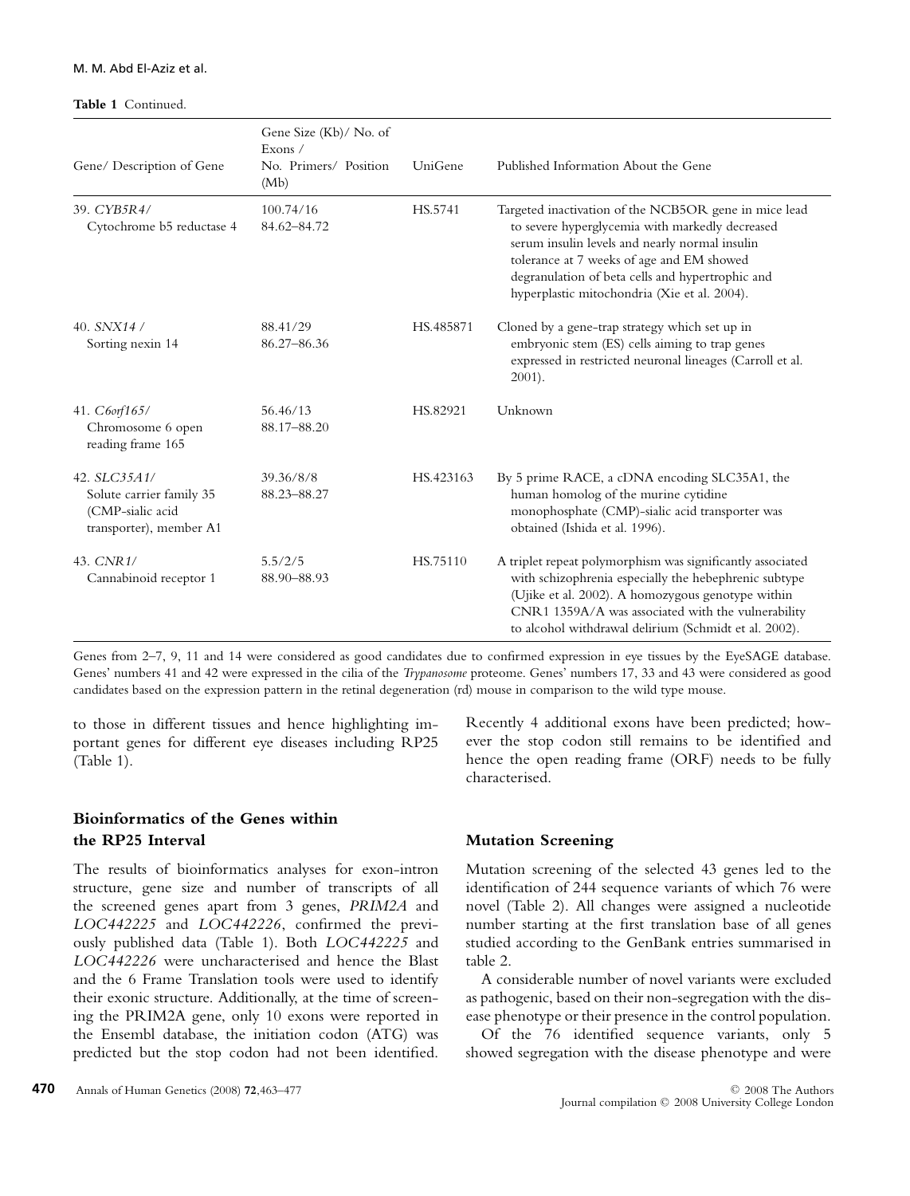**Table 1** Continued.

| Gene/ Description of Gene | Gene Size (Kb)/ No. of Exons / No. Primers/ Position (Mb) | UniGene | Published Information About the Gene |
|---|---|---|---|
| 39. *CYB5R4*/ Cytochrome b5 reductase 4 | 100.74/16 84.62–84.72 | HS.5741 | Targeted inactivation of the NCB5OR gene in mice lead to severe hyperglycemia with markedly decreased serum insulin levels and nearly normal insulin tolerance at 7 weeks of age and EM showed degranulation of beta cells and hypertrophic and hyperplastic mitochondria (Xie et al. 2004). |
| 40. *SNX14* / Sorting nexin 14 | 88.41/29 86.27–86.36 | HS.485871 | Cloned by a gene-trap strategy which set up in embryonic stem (ES) cells aiming to trap genes expressed in restricted neuronal lineages (Carroll et al. 2001). |
| 41. *C6orf165*/ Chromosome 6 open reading frame 165 | 56.46/13 88.17–88.20 | HS.82921 | Unknown |
| 42. *SLC35A1*/ Solute carrier family 35 (CMP-sialic acid transporter), member A1 | 39.36/8/8 88.23–88.27 | HS.423163 | By 5 prime RACE, a cDNA encoding SLC35A1, the human homolog of the murine cytidine monophosphate (CMP)-sialic acid transporter was obtained (Ishida et al. 1996). |
| 43. *CNR1*/ Cannabinoid receptor 1 | 5.5/2/5 88.90–88.93 | HS.75110 | A triplet repeat polymorphism was significantly associated with schizophrenia especially the hebephrenic subtype (Ujike et al. 2002). A homozygous genotype within CNR1 1359A/A was associated with the vulnerability to alcohol withdrawal delirium (Schmidt et al. 2002). |

Genes from 2–7, 9, 11 and 14 were considered as good candidates due to confirmed expression in eye tissues by the EyeSAGE database. Genes' numbers 41 and 42 were expressed in the cilia of the *Trypanosome* proteome. Genes' numbers 17, 33 and 43 were considered as good candidates based on the expression pattern in the retinal degeneration (rd) mouse in comparison to the wild type mouse.

to those in different tissues and hence highlighting important genes for different eye diseases including RP25 (Table 1).

## Bioinformatics of the Genes within the RP25 Interval

The results of bioinformatics analyses for exon-intron structure, gene size and number of transcripts of all the screened genes apart from 3 genes, *PRIM2A* and *LOC442225* and *LOC442226*, confirmed the previously published data (Table 1). Both *LOC442225* and *LOC442226* were uncharacterised and hence the Blast and the 6 Frame Translation tools were used to identify their exonic structure. Additionally, at the time of screening the PRIM2A gene, only 10 exons were reported in the Ensembl database, the initiation codon (ATG) was predicted but the stop codon had not been identified. Recently 4 additional exons have been predicted; however the stop codon still remains to be identified and hence the open reading frame (ORF) needs to be fully characterised.

## Mutation Screening

Mutation screening of the selected 43 genes led to the identification of 244 sequence variants of which 76 were novel (Table 2). All changes were assigned a nucleotide number starting at the first translation base of all genes studied according to the GenBank entries summarised in table 2.

A considerable number of novel variants were excluded as pathogenic, based on their non-segregation with the disease phenotype or their presence in the control population.

Of the 76 identified sequence variants, only 5 showed segregation with the disease phenotype and were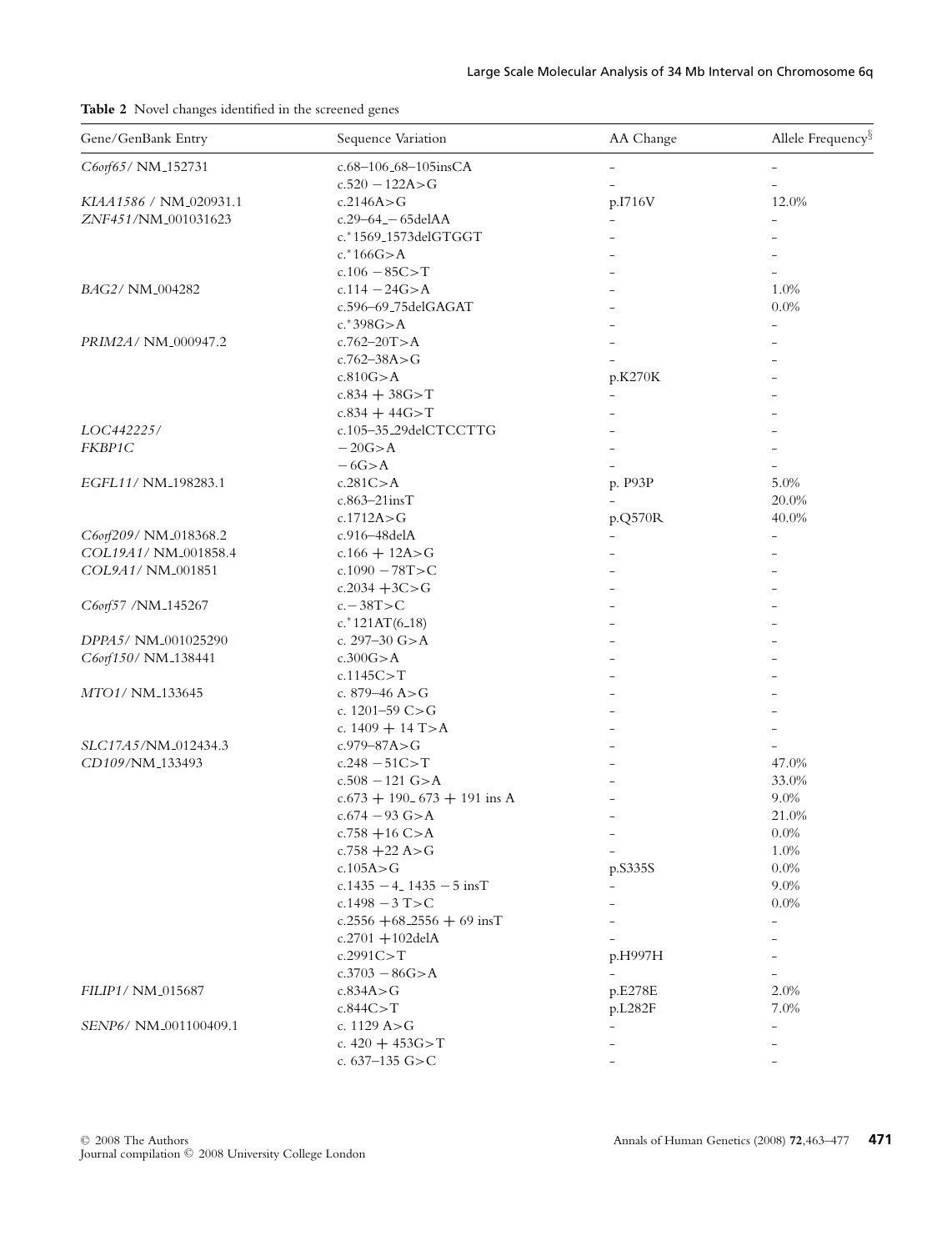**Table 2** Novel changes identified in the screened genes

| Gene/GenBank Entry | Sequence Variation | AA Change | Allele Frequency[§] |
|---|---|---|---|
| *C6orf65*/ NM_152731 | c.68–106_68–105insCA | – | – |
| | c.520 −122A>G | – | – |
| *KIAA1586* / NM_020931.1 | c.2146A>G | p.I716V | 12.0% |
| *ZNF451*/NM_001031623 | c.29–64_−65delAA | – | – |
| | c.*1569_1573delGTGGT | – | – |
| | c.*166G>A | – | – |
| | c.106 −85C>T | – | – |
| *BAG2*/ NM_004282 | c.114 −24G>A | – | 1.0% |
| | c.596–69_75delGAGAT | – | 0.0% |
| | c.*398G>A | – | – |
| *PRIM2A*/ NM_000947.2 | c.762–20T>A | – | – |
| | c.762–38A>G | – | – |
| | c.810G>A | p.K270K | – |
| | c.834 + 38G>T | – | – |
| | c.834 + 44G>T | – | – |
| *LOC442225*/ | c.105–35_29delCTCCTTG | – | – |
| *FKBP1C* | −20G>A | – | – |
| | −6G>A | – | – |
| *EGFL11*/ NM_198283.1 | c.281C>A | p. P93P | 5.0% |
| | c.863–21insT | – | 20.0% |
| | c.1712A>G | p.Q570R | 40.0% |
| *C6orf209*/ NM_018368.2 | c.916–48delA | – | – |
| *COL19A1*/ NM_001858.4 | c.166 + 12A>G | – | – |
| *COL9A1*/ NM_001851 | c.1090 −78T>C | – | – |
| | c.2034 +3C>G | – | – |
| *C6orf57* /NM_145267 | c.−38T>C | – | – |
| | c.*121AT(6_18) | – | – |
| *DPPA5*/ NM_001025290 | c. 297–30 G>A | – | – |
| *C6orf150*/ NM_138441 | c.300G>A | – | – |
| | c.1145C>T | – | – |
| *MTO1*/ NM_133645 | c. 879–46 A>G | – | – |
| | c. 1201–59 C>G | – | – |
| | c. 1409 + 14 T>A | – | – |
| *SLC17A5*/NM_012434.3 | c.979–87A>G | – | – |
| *CD109*/NM_133493 | c.248 −51C>T | – | 47.0% |
| | c.508 −121 G>A | – | 33.0% |
| | c.673 + 190_ 673 + 191 ins A | – | 9.0% |
| | c.674 −93 G>A | – | 21.0% |
| | c.758 +16 C>A | – | 0.0% |
| | c.758 +22 A>G | – | 1.0% |
| | c.105A>G | p.S335S | 0.0% |
| | c.1435 −4_ 1435 −5 insT | – | 9.0% |
| | c.1498 −3 T>C | – | 0.0% |
| | c.2556 +68_2556 + 69 insT | – | – |
| | c.2701 +102delA | – | – |
| | c.2991C>T | p.H997H | – |
| | c.3703 −86G>A | – | – |
| *FILIP1*/ NM_015687 | c.834A>G | p.E278E | 2.0% |
| | c.844C>T | p.L282F | 7.0% |
| *SENP6*/ NM_001100409.1 | c. 1129 A>G | – | – |
| | c. 420 + 453G>T | – | – |
| | c. 637–135 G>C | – | – |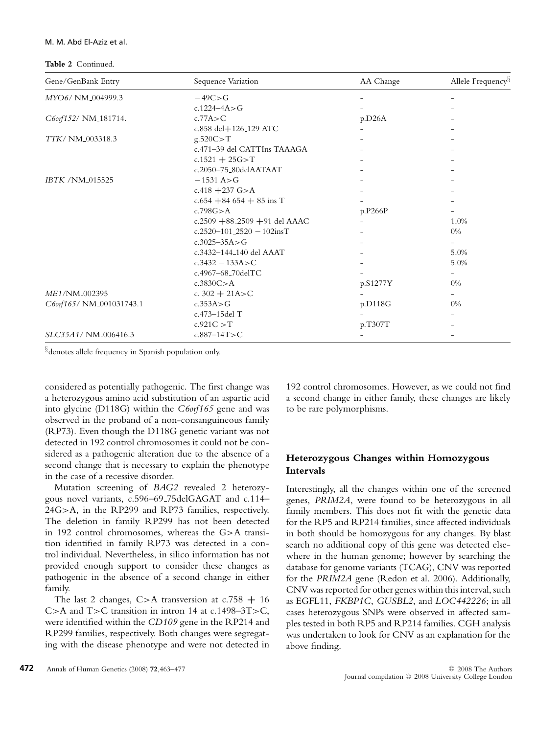**Table 2** Continued.

| Gene/GenBank Entry | Sequence Variation | AA Change | Allele Frequency[§] |
|---|---|---|---|
| *MYO6*/ NM_004999.3 | −49C>G | – | – |
| | c.1224–4A>G | – | – |
| *C6orf152*/ NM_181714. | c.77A>C | p.D26A | – |
| | c.858 del+126_129 ATC | – | – |
| *TTK*/ NM_003318.3 | g.520C>T | – | – |
| | c.471–39 del CATTIns TAAAGA | – | – |
| | c.1521 + 25G>T | – | – |
| | c.2050–75_80delAATAAT | – | – |
| *IBTK* /NM_015525 | −1531 A>G | – | – |
| | c.418 +237 G>A | – | – |
| | c.654 +84 654 + 85 ins T | – | – |
| | c.798G>A | p.P266P | – |
| | c.2509 +88_2509 +91 del AAAC | – | 1.0% |
| | c.2520–101_2520 − 102insT | – | 0% |
| | c.3025–35A>G | – | – |
| | c.3432–144_140 del AAAT | – | 5.0% |
| | c.3432 − 133A>C | – | 5.0% |
| | c.4967–68_70delTC | – | – |
| | c.3830C>A | p.S1277Y | 0% |
| *ME1*/NM_002395 | c. 302 + 21A>C | – | – |
| *C6orf165*/ NM_001031743.1 | c.353A>G | p.D118G | 0% |
| | c.473–15del T | – | – |
| | c.921C >T | p.T307T | – |
| *SLC35A1*/ NM_006416.3 | c.887–14T>C | – | – |

[§]denotes allele frequency in Spanish population only.

considered as potentially pathogenic. The first change was a heterozygous amino acid substitution of an aspartic acid into glycine (D118G) within the *C6orf165* gene and was observed in the proband of a non-consanguineous family (RP73). Even though the D118G genetic variant was not detected in 192 control chromosomes it could not be considered as a pathogenic alteration due to the absence of a second change that is necessary to explain the phenotype in the case of a recessive disorder.

Mutation screening of *BAG2* revealed 2 heterozygous novel variants, c.596–69_75delGAGAT and c.114–24G>A, in the RP299 and RP73 families, respectively. The deletion in family RP299 has not been detected in 192 control chromosomes, whereas the G>A transition identified in family RP73 was detected in a control individual. Nevertheless, in silico information has not provided enough support to consider these changes as pathogenic in the absence of a second change in either family.

The last 2 changes, C>A transversion at c.758 + 16 C>A and T>C transition in intron 14 at c.1498–3T>C, were identified within the *CD109* gene in the RP214 and RP299 families, respectively. Both changes were segregating with the disease phenotype and were not detected in 192 control chromosomes. However, as we could not find a second change in either family, these changes are likely to be rare polymorphisms.

## Heterozygous Changes within Homozygous Intervals

Interestingly, all the changes within one of the screened genes, *PRIM2A*, were found to be heterozygous in all family members. This does not fit with the genetic data for the RP5 and RP214 families, since affected individuals in both should be homozygous for any changes. By blast search no additional copy of this gene was detected elsewhere in the human genome; however by searching the database for genome variants (TCAG), CNV was reported for the *PRIM2A* gene (Redon et al. 2006). Additionally, CNV was reported for other genes within this interval, such as EGFL11, *FKBP1C*, *GUSBL2*, and *LOC442226*; in all cases heterozygous SNPs were observed in affected samples tested in both RP5 and RP214 families. CGH analysis was undertaken to look for CNV as an explanation for the above finding.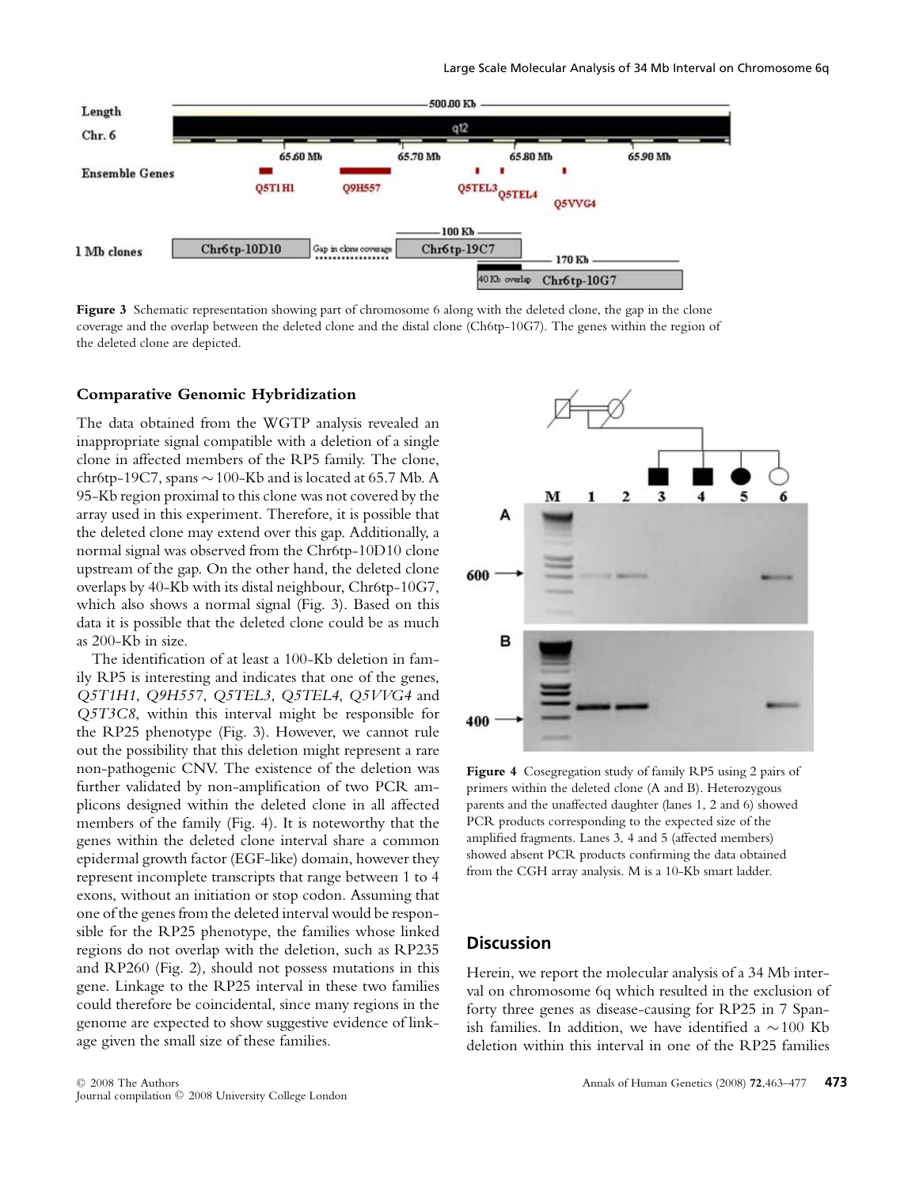Figure 3 Schematic representation showing part of chromosome 6 along with the deleted clone, the gap in the clone coverage and the overlap between the deleted clone and the distal clone (Ch6tp-10G7). The genes within the region of the deleted clone are depicted.

### Comparative Genomic Hybridization

The data obtained from the WGTP analysis revealed an inappropriate signal compatible with a deletion of a single clone in affected members of the RP5 family. The clone, chr6tp-19C7, spans ∼100-Kb and is located at 65.7 Mb. A 95-Kb region proximal to this clone was not covered by the array used in this experiment. Therefore, it is possible that the deleted clone may extend over this gap. Additionally, a normal signal was observed from the Chr6tp-10D10 clone upstream of the gap. On the other hand, the deleted clone overlaps by 40-Kb with its distal neighbour, Chr6tp-10G7, which also shows a normal signal (Fig. 3). Based on this data it is possible that the deleted clone could be as much as 200-Kb in size.

The identification of at least a 100-Kb deletion in family RP5 is interesting and indicates that one of the genes, *Q5T1H1*, *Q9H557*, *Q5TEL3*, *Q5TEL4*, *Q5VVG4* and *Q5T3C8*, within this interval might be responsible for the RP25 phenotype (Fig. 3). However, we cannot rule out the possibility that this deletion might represent a rare non-pathogenic CNV. The existence of the deletion was further validated by non-amplification of two PCR amplicons designed within the deleted clone in all affected members of the family (Fig. 4). It is noteworthy that the genes within the deleted clone interval share a common epidermal growth factor (EGF-like) domain, however they represent incomplete transcripts that range between 1 to 4 exons, without an initiation or stop codon. Assuming that one of the genes from the deleted interval would be responsible for the RP25 phenotype, the families whose linked regions do not overlap with the deletion, such as RP235 and RP260 (Fig. 2), should not possess mutations in this gene. Linkage to the RP25 interval in these two families could therefore be coincidental, since many regions in the genome are expected to show suggestive evidence of linkage given the small size of these families.

Figure 4 Cosegregation study of family RP5 using 2 pairs of primers within the deleted clone (A and B). Heterozygous parents and the unaffected daughter (lanes 1, 2 and 6) showed PCR products corresponding to the expected size of the amplified fragments. Lanes 3, 4 and 5 (affected members) showed absent PCR products confirming the data obtained from the CGH array analysis. M is a 10-Kb smart ladder.

## Discussion

Herein, we report the molecular analysis of a 34 Mb interval on chromosome 6q which resulted in the exclusion of forty three genes as disease-causing for RP25 in 7 Spanish families. In addition, we have identified a ∼100 Kb deletion within this interval in one of the RP25 families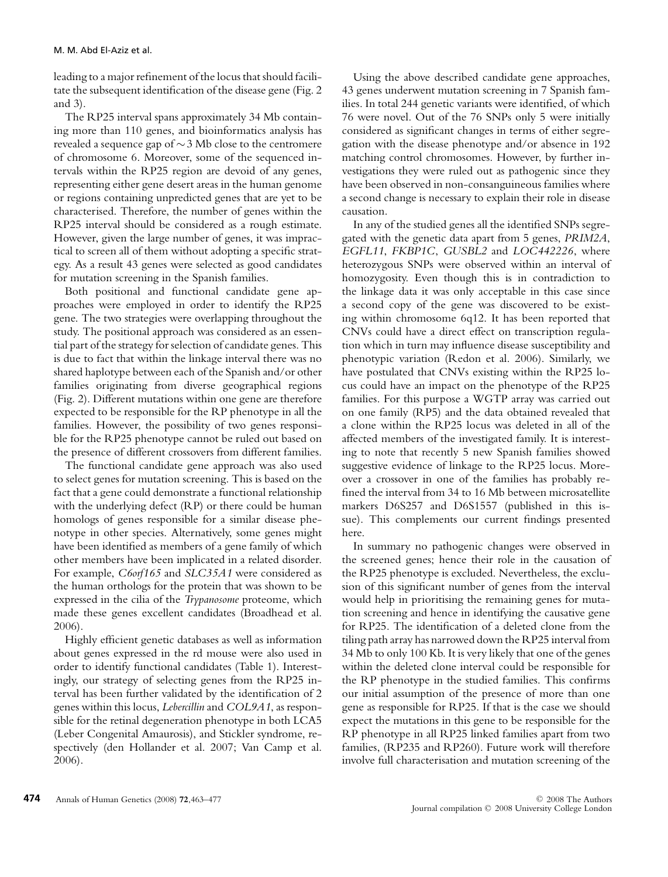leading to a major refinement of the locus that should facilitate the subsequent identification of the disease gene (Fig. 2 and 3).

The RP25 interval spans approximately 34 Mb containing more than 110 genes, and bioinformatics analysis has revealed a sequence gap of ∼3 Mb close to the centromere of chromosome 6. Moreover, some of the sequenced intervals within the RP25 region are devoid of any genes, representing either gene desert areas in the human genome or regions containing unpredicted genes that are yet to be characterised. Therefore, the number of genes within the RP25 interval should be considered as a rough estimate. However, given the large number of genes, it was impractical to screen all of them without adopting a specific strategy. As a result 43 genes were selected as good candidates for mutation screening in the Spanish families.

Both positional and functional candidate gene approaches were employed in order to identify the RP25 gene. The two strategies were overlapping throughout the study. The positional approach was considered as an essential part of the strategy for selection of candidate genes. This is due to fact that within the linkage interval there was no shared haplotype between each of the Spanish and/or other families originating from diverse geographical regions (Fig. 2). Different mutations within one gene are therefore expected to be responsible for the RP phenotype in all the families. However, the possibility of two genes responsible for the RP25 phenotype cannot be ruled out based on the presence of different crossovers from different families.

The functional candidate gene approach was also used to select genes for mutation screening. This is based on the fact that a gene could demonstrate a functional relationship with the underlying defect (RP) or there could be human homologs of genes responsible for a similar disease phenotype in other species. Alternatively, some genes might have been identified as members of a gene family of which other members have been implicated in a related disorder. For example, *C6orf165* and *SLC35A1* were considered as the human orthologs for the protein that was shown to be expressed in the cilia of the *Trypanosome* proteome, which made these genes excellent candidates (Broadhead et al. 2006).

Highly efficient genetic databases as well as information about genes expressed in the rd mouse were also used in order to identify functional candidates (Table 1). Interestingly, our strategy of selecting genes from the RP25 interval has been further validated by the identification of 2 genes within this locus, *Lebercillin* and *COL9A1*, as responsible for the retinal degeneration phenotype in both LCA5 (Leber Congenital Amaurosis), and Stickler syndrome, respectively (den Hollander et al. 2007; Van Camp et al. 2006).

Using the above described candidate gene approaches, 43 genes underwent mutation screening in 7 Spanish families. In total 244 genetic variants were identified, of which 76 were novel. Out of the 76 SNPs only 5 were initially considered as significant changes in terms of either segregation with the disease phenotype and/or absence in 192 matching control chromosomes. However, by further investigations they were ruled out as pathogenic since they have been observed in non-consanguineous families where a second change is necessary to explain their role in disease causation.

In any of the studied genes all the identified SNPs segregated with the genetic data apart from 5 genes, *PRIM2A*, *EGFL11*, *FKBP1C*, *GUSBL2* and *LOC442226*, where heterozygous SNPs were observed within an interval of homozygosity. Even though this is in contradiction to the linkage data it was only acceptable in this case since a second copy of the gene was discovered to be existing within chromosome 6q12. It has been reported that CNVs could have a direct effect on transcription regulation which in turn may influence disease susceptibility and phenotypic variation (Redon et al. 2006). Similarly, we have postulated that CNVs existing within the RP25 locus could have an impact on the phenotype of the RP25 families. For this purpose a WGTP array was carried out on one family (RP5) and the data obtained revealed that a clone within the RP25 locus was deleted in all of the affected members of the investigated family. It is interesting to note that recently 5 new Spanish families showed suggestive evidence of linkage to the RP25 locus. Moreover a crossover in one of the families has probably refined the interval from 34 to 16 Mb between microsatellite markers D6S257 and D6S1557 (published in this issue). This complements our current findings presented here.

In summary no pathogenic changes were observed in the screened genes; hence their role in the causation of the RP25 phenotype is excluded. Nevertheless, the exclusion of this significant number of genes from the interval would help in prioritising the remaining genes for mutation screening and hence in identifying the causative gene for RP25. The identification of a deleted clone from the tiling path array has narrowed down the RP25 interval from 34 Mb to only 100 Kb. It is very likely that one of the genes within the deleted clone interval could be responsible for the RP phenotype in the studied families. This confirms our initial assumption of the presence of more than one gene as responsible for RP25. If that is the case we should expect the mutations in this gene to be responsible for the RP phenotype in all RP25 linked families apart from two families, (RP235 and RP260). Future work will therefore involve full characterisation and mutation screening of the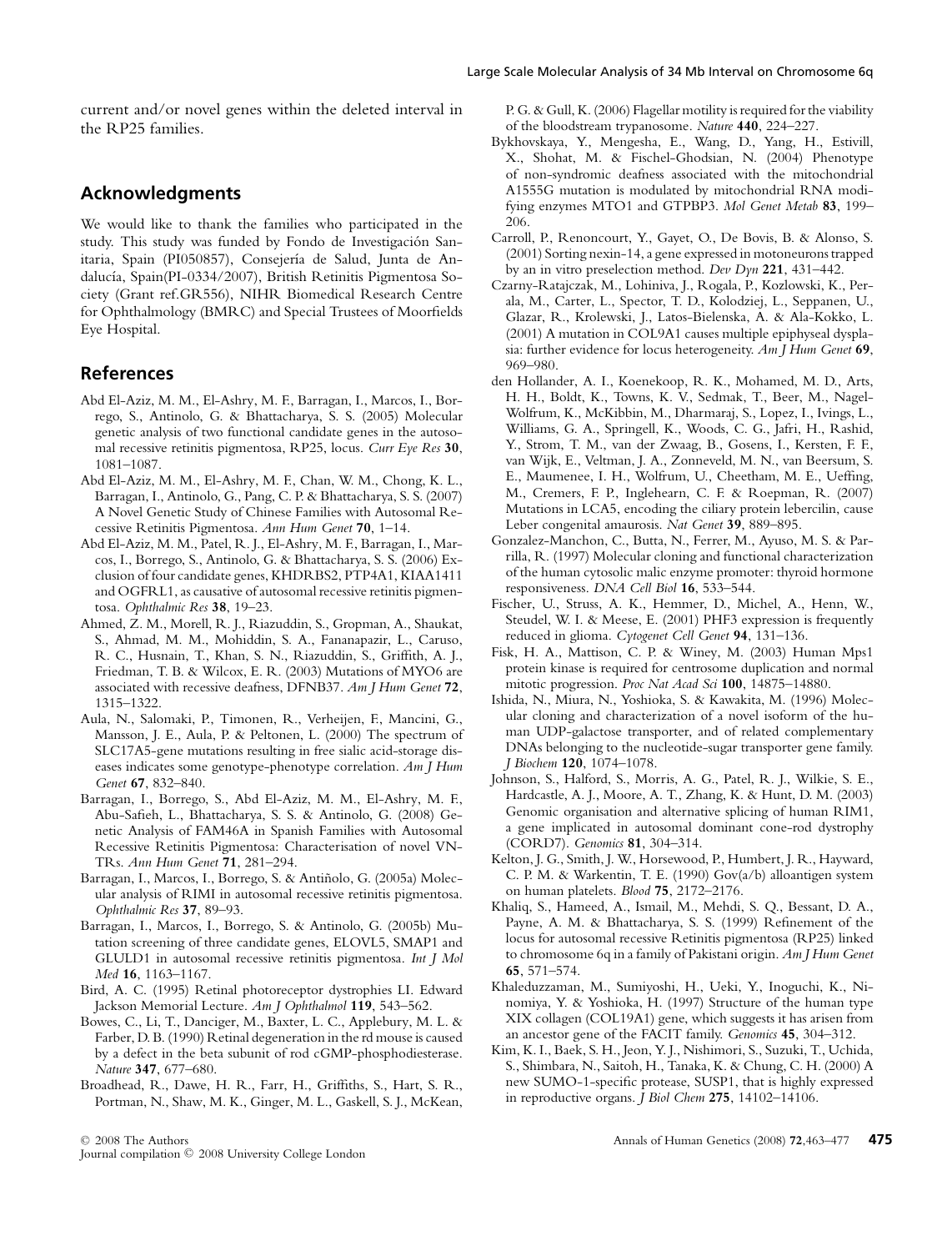current and/or novel genes within the deleted interval in the RP25 families.

## Acknowledgments

We would like to thank the families who participated in the study. This study was funded by Fondo de Investigación Sanitaria, Spain (PI050857), Consejería de Salud, Junta de Andalucía, Spain(PI-0334/2007), British Retinitis Pigmentosa Society (Grant ref.GR556), NIHR Biomedical Research Centre for Ophthalmology (BMRC) and Special Trustees of Moorfields Eye Hospital.

## References

Abd El-Aziz, M. M., El-Ashry, M. F., Barragan, I., Marcos, I., Borrego, S., Antinolo, G. & Bhattacharya, S. S. (2005) Molecular genetic analysis of two functional candidate genes in the autosomal recessive retinitis pigmentosa, RP25, locus. *Curr Eye Res* **30**, 1081–1087.

Abd El-Aziz, M. M., El-Ashry, M. F., Chan, W. M., Chong, K. L., Barragan, I., Antinolo, G., Pang, C. P. & Bhattacharya, S. S. (2007) A Novel Genetic Study of Chinese Families with Autosomal Recessive Retinitis Pigmentosa. *Ann Hum Genet* **70**, 1–14.

Abd El-Aziz, M. M., Patel, R. J., El-Ashry, M. F., Barragan, I., Marcos, I., Borrego, S., Antinolo, G. & Bhattacharya, S. S. (2006) Exclusion of four candidate genes, KHDRBS2, PTP4A1, KIAA1411 and OGFRL1, as causative of autosomal recessive retinitis pigmentosa. *Ophthalmic Res* **38**, 19–23.

Ahmed, Z. M., Morell, R. J., Riazuddin, S., Gropman, A., Shaukat, S., Ahmad, M. M., Mohiddin, S. A., Fananapazir, L., Caruso, R. C., Husnain, T., Khan, S. N., Riazuddin, S., Griffith, A. J., Friedman, T. B. & Wilcox, E. R. (2003) Mutations of MYO6 are associated with recessive deafness, DFNB37. *Am J Hum Genet* **72**, 1315–1322.

Aula, N., Salomaki, P., Timonen, R., Verheijen, F., Mancini, G., Mansson, J. E., Aula, P. & Peltonen, L. (2000) The spectrum of SLC17A5-gene mutations resulting in free sialic acid-storage diseases indicates some genotype-phenotype correlation. *Am J Hum Genet* **67**, 832–840.

Barragan, I., Borrego, S., Abd El-Aziz, M. M., El-Ashry, M. F., Abu-Safieh, L., Bhattacharya, S. S. & Antinolo, G. (2008) Genetic Analysis of FAM46A in Spanish Families with Autosomal Recessive Retinitis Pigmentosa: Characterisation of novel VNTRs. *Ann Hum Genet* **71**, 281–294.

Barragan, I., Marcos, I., Borrego, S. & Antiñolo, G. (2005a) Molecular analysis of RIMI in autosomal recessive retinitis pigmentosa. *Ophthalmic Res* **37**, 89–93.

Barragan, I., Marcos, I., Borrego, S. & Antinolo, G. (2005b) Mutation screening of three candidate genes, ELOVL5, SMAP1 and GLULD1 in autosomal recessive retinitis pigmentosa. *Int J Mol Med* **16**, 1163–1167.

Bird, A. C. (1995) Retinal photoreceptor dystrophies LI. Edward Jackson Memorial Lecture. *Am J Ophthalmol* **119**, 543–562.

Bowes, C., Li, T., Danciger, M., Baxter, L. C., Applebury, M. L. & Farber, D. B. (1990) Retinal degeneration in the rd mouse is caused by a defect in the beta subunit of rod cGMP-phosphodiesterase. *Nature* **347**, 677–680.

Broadhead, R., Dawe, H. R., Farr, H., Griffiths, S., Hart, S. R., Portman, N., Shaw, M. K., Ginger, M. L., Gaskell, S. J., McKean, P. G. & Gull, K. (2006) Flagellar motility is required for the viability of the bloodstream trypanosome. *Nature* **440**, 224–227.

Bykhovskaya, Y., Mengesha, E., Wang, D., Yang, H., Estivill, X., Shohat, M. & Fischel-Ghodsian, N. (2004) Phenotype of non-syndromic deafness associated with the mitochondrial A1555G mutation is modulated by mitochondrial RNA modifying enzymes MTO1 and GTPBP3. *Mol Genet Metab* **83**, 199–206.

Carroll, P., Renoncourt, Y., Gayet, O., De Bovis, B. & Alonso, S. (2001) Sorting nexin-14, a gene expressed in motoneurons trapped by an in vitro preselection method. *Dev Dyn* **221**, 431–442.

Czarny-Ratajczak, M., Lohiniva, J., Rogala, P., Kozlowski, K., Perala, M., Carter, L., Spector, T. D., Kolodziej, L., Seppanen, U., Glazar, R., Krolewski, J., Latos-Bielenska, A. & Ala-Kokko, L. (2001) A mutation in COL9A1 causes multiple epiphyseal dysplasia: further evidence for locus heterogeneity. *Am J Hum Genet* **69**, 969–980.

den Hollander, A. I., Koenekoop, R. K., Mohamed, M. D., Arts, H. H., Boldt, K., Towns, K. V., Sedmak, T., Beer, M., Nagel-Wolfrum, K., McKibbin, M., Dharmaraj, S., Lopez, I., Ivings, L., Williams, G. A., Springell, K., Woods, C. G., Jafri, H., Rashid, Y., Strom, T. M., van der Zwaag, B., Gosens, I., Kersten, F. F., van Wijk, E., Veltman, J. A., Zonneveld, M. N., van Beersum, S. E., Maumenee, I. H., Wolfrum, U., Cheetham, M. E., Ueffing, M., Cremers, F. P., Inglehearn, C. F. & Roepman, R. (2007) Mutations in LCA5, encoding the ciliary protein lebercilin, cause Leber congenital amaurosis. *Nat Genet* **39**, 889–895.

Gonzalez-Manchon, C., Butta, N., Ferrer, M., Ayuso, M. S. & Parrilla, R. (1997) Molecular cloning and functional characterization of the human cytosolic malic enzyme promoter: thyroid hormone responsiveness. *DNA Cell Biol* **16**, 533–544.

Fischer, U., Struss, A. K., Hemmer, D., Michel, A., Henn, W., Steudel, W. I. & Meese, E. (2001) PHF3 expression is frequently reduced in glioma. *Cytogenet Cell Genet* **94**, 131–136.

Fisk, H. A., Mattison, C. P. & Winey, M. (2003) Human Mps1 protein kinase is required for centrosome duplication and normal mitotic progression. *Proc Nat Acad Sci* **100**, 14875–14880.

Ishida, N., Miura, N., Yoshioka, S. & Kawakita, M. (1996) Molecular cloning and characterization of a novel isoform of the human UDP-galactose transporter, and of related complementary DNAs belonging to the nucleotide-sugar transporter gene family. *J Biochem* **120**, 1074–1078.

Johnson, S., Halford, S., Morris, A. G., Patel, R. J., Wilkie, S. E., Hardcastle, A. J., Moore, A. T., Zhang, K. & Hunt, D. M. (2003) Genomic organisation and alternative splicing of human RIM1, a gene implicated in autosomal dominant cone-rod dystrophy (CORD7). *Genomics* **81**, 304–314.

Kelton, J. G., Smith, J. W., Horsewood, P., Humbert, J. R., Hayward, C. P. M. & Warkentin, T. E. (1990) Gov(a/b) alloantigen system on human platelets. *Blood* **75**, 2172–2176.

Khaliq, S., Hameed, A., Ismail, M., Mehdi, S. Q., Bessant, D. A., Payne, A. M. & Bhattacharya, S. S. (1999) Refinement of the locus for autosomal recessive Retinitis pigmentosa (RP25) linked to chromosome 6q in a family of Pakistani origin. *Am J Hum Genet* **65**, 571–574.

Khaleduzzaman, M., Sumiyoshi, H., Ueki, Y., Inoguchi, K., Ninomiya, Y. & Yoshioka, H. (1997) Structure of the human type XIX collagen (COL19A1) gene, which suggests it has arisen from an ancestor gene of the FACIT family. *Genomics* **45**, 304–312.

Kim, K. I., Baek, S. H., Jeon, Y. J., Nishimori, S., Suzuki, T., Uchida, S., Shimbara, N., Saitoh, H., Tanaka, K. & Chung, C. H. (2000) A new SUMO-1-specific protease, SUSP1, that is highly expressed in reproductive organs. *J Biol Chem* **275**, 14102–14106.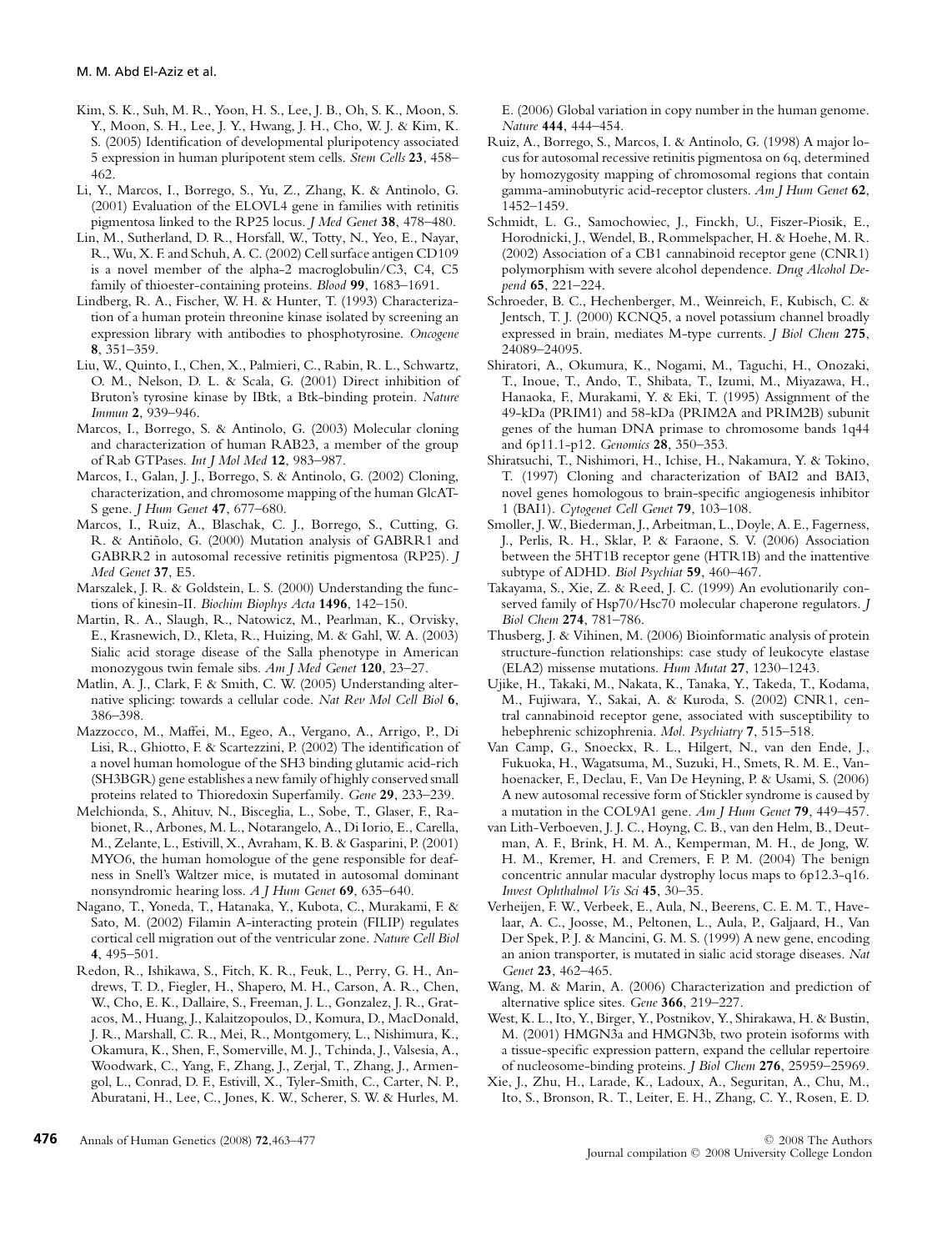Kim, S. K., Suh, M. R., Yoon, H. S., Lee, J. B., Oh, S. K., Moon, S. Y., Moon, S. H., Lee, J. Y., Hwang, J. H., Cho, W. J. & Kim, K. S. (2005) Identification of developmental pluripotency associated 5 expression in human pluripotent stem cells. *Stem Cells* **23**, 458–462.

Li, Y., Marcos, I., Borrego, S., Yu, Z., Zhang, K. & Antinolo, G. (2001) Evaluation of the ELOVL4 gene in families with retinitis pigmentosa linked to the RP25 locus. *J Med Genet* **38**, 478–480.

Lin, M., Sutherland, D. R., Horsfall, W., Totty, N., Yeo, E., Nayar, R., Wu, X. F. and Schuh, A. C. (2002) Cell surface antigen CD109 is a novel member of the alpha-2 macroglobulin/C3, C4, C5 family of thioester-containing proteins. *Blood* **99**, 1683–1691.

Lindberg, R. A., Fischer, W. H. & Hunter, T. (1993) Characterization of a human protein threonine kinase isolated by screening an expression library with antibodies to phosphotyrosine. *Oncogene* **8**, 351–359.

Liu, W., Quinto, I., Chen, X., Palmieri, C., Rabin, R. L., Schwartz, O. M., Nelson, D. L. & Scala, G. (2001) Direct inhibition of Bruton's tyrosine kinase by IBtk, a Btk-binding protein. *Nature Immun* **2**, 939–946.

Marcos, I., Borrego, S. & Antinolo, G. (2003) Molecular cloning and characterization of human RAB23, a member of the group of Rab GTPases. *Int J Mol Med* **12**, 983–987.

Marcos, I., Galan, J. J., Borrego, S. & Antinolo, G. (2002) Cloning, characterization, and chromosome mapping of the human GlcAT-S gene. *J Hum Genet* **47**, 677–680.

Marcos, I., Ruiz, A., Blaschak, C. J., Borrego, S., Cutting, G. R. & Antiñolo, G. (2000) Mutation analysis of GABRR1 and GABRR2 in autosomal recessive retinitis pigmentosa (RP25). *J Med Genet* **37**, E5.

Marszalek, J. R. & Goldstein, L. S. (2000) Understanding the functions of kinesin-II. *Biochim Biophys Acta* **1496**, 142–150.

Martin, R. A., Slaugh, R., Natowicz, M., Pearlman, K., Orvisky, E., Krasnewich, D., Kleta, R., Huizing, M. & Gahl, W. A. (2003) Sialic acid storage disease of the Salla phenotype in American monozygous twin female sibs. *Am J Med Genet* **120**, 23–27.

Matlin, A. J., Clark, F. & Smith, C. W. (2005) Understanding alternative splicing: towards a cellular code. *Nat Rev Mol Cell Biol* **6**, 386–398.

Mazzocco, M., Maffei, M., Egeo, A., Vergano, A., Arrigo, P., Di Lisi, R., Ghiotto, F. & Scartezzini, P. (2002) The identification of a novel human homologue of the SH3 binding glutamic acid-rich (SH3BGR) gene establishes a new family of highly conserved small proteins related to Thioredoxin Superfamily. *Gene* **29**, 233–239.

Melchionda, S., Ahituv, N., Bisceglia, L., Sobe, T., Glaser, F., Rabionet, R., Arbones, M. L., Notarangelo, A., Di Iorio, E., Carella, M., Zelante, L., Estivill, X., Avraham, K. B. & Gasparini, P. (2001) MYO6, the human homologue of the gene responsible for deafness in Snell's Waltzer mice, is mutated in autosomal dominant nonsyndromic hearing loss. *A J Hum Genet* **69**, 635–640.

Nagano, T., Yoneda, T., Hatanaka, Y., Kubota, C., Murakami, F. & Sato, M. (2002) Filamin A-interacting protein (FILIP) regulates cortical cell migration out of the ventricular zone. *Nature Cell Biol* **4**, 495–501.

Redon, R., Ishikawa, S., Fitch, K. R., Feuk, L., Perry, G. H., Andrews, T. D., Fiegler, H., Shapero, M. H., Carson, A. R., Chen, W., Cho, E. K., Dallaire, S., Freeman, J. L., Gonzalez, J. R., Gratacos, M., Huang, J., Kalaitzopoulos, D., Komura, D., MacDonald, J. R., Marshall, C. R., Mei, R., Montgomery, L., Nishimura, K., Okamura, K., Shen, F., Somerville, M. J., Tchinda, J., Valsesia, A., Woodwark, C., Yang, F., Zhang, J., Zerjal, T., Zhang, J., Armengol, L., Conrad, D. F., Estivill, X., Tyler-Smith, C., Carter, N. P., Aburatani, H., Lee, C., Jones, K. W., Scherer, S. W. & Hurles, M. E. (2006) Global variation in copy number in the human genome. *Nature* **444**, 444–454.

Ruiz, A., Borrego, S., Marcos, I. & Antinolo, G. (1998) A major locus for autosomal recessive retinitis pigmentosa on 6q, determined by homozygosity mapping of chromosomal regions that contain gamma-aminobutyric acid-receptor clusters. *Am J Hum Genet* **62**, 1452–1459.

Schmidt, L. G., Samochowiec, J., Finckh, U., Fiszer-Piosik, E., Horodnicki, J., Wendel, B., Rommelspacher, H. & Hoehe, M. R. (2002) Association of a CB1 cannabinoid receptor gene (CNR1) polymorphism with severe alcohol dependence. *Drug Alcohol Depend* **65**, 221–224.

Schroeder, B. C., Hechenberger, M., Weinreich, F., Kubisch, C. & Jentsch, T. J. (2000) KCNQ5, a novel potassium channel broadly expressed in brain, mediates M-type currents. *J Biol Chem* **275**, 24089–24095.

Shiratori, A., Okumura, K., Nogami, M., Taguchi, H., Onozaki, T., Inoue, T., Ando, T., Shibata, T., Izumi, M., Miyazawa, H., Hanaoka, F., Murakami, Y. & Eki, T. (1995) Assignment of the 49-kDa (PRIM1) and 58-kDa (PRIM2A and PRIM2B) subunit genes of the human DNA primase to chromosome bands 1q44 and 6p11.1-p12. *Genomics* **28**, 350–353.

Shiratsuchi, T., Nishimori, H., Ichise, H., Nakamura, Y. & Tokino, T. (1997) Cloning and characterization of BAI2 and BAI3, novel genes homologous to brain-specific angiogenesis inhibitor 1 (BAI1). *Cytogenet Cell Genet* **79**, 103–108.

Smoller, J. W., Biederman, J., Arbeitman, L., Doyle, A. E., Fagerness, J., Perlis, R. H., Sklar, P. & Faraone, S. V. (2006) Association between the 5HT1B receptor gene (HTR1B) and the inattentive subtype of ADHD. *Biol Psychiat* **59**, 460–467.

Takayama, S., Xie, Z. & Reed, J. C. (1999) An evolutionarily conserved family of Hsp70/Hsc70 molecular chaperone regulators. *J Biol Chem* **274**, 781–786.

Thusberg, J. & Vihinen, M. (2006) Bioinformatic analysis of protein structure-function relationships: case study of leukocyte elastase (ELA2) missense mutations. *Hum Mutat* **27**, 1230–1243.

Ujike, H., Takaki, M., Nakata, K., Tanaka, Y., Takeda, T., Kodama, M., Fujiwara, Y., Sakai, A. & Kuroda, S. (2002) CNR1, central cannabinoid receptor gene, associated with susceptibility to hebephrenic schizophrenia. *Mol. Psychiatry* **7**, 515–518.

Van Camp, G., Snoeckx, R. L., Hilgert, N., van den Ende, J., Fukuoka, H., Wagatsuma, M., Suzuki, H., Smets, R. M. E., Vanhoenacker, F., Declau, F., Van De Heyning, P. & Usami, S. (2006) A new autosomal recessive form of Stickler syndrome is caused by a mutation in the COL9A1 gene. *Am J Hum Genet* **79**, 449–457.

van Lith-Verboeven, J. J. C., Hoyng, C. B., van den Helm, B., Deutman, A. F., Brink, H. M. A., Kemperman, M. H., de Jong, W. H. M., Kremer, H. and Cremers, F. P. M. (2004) The benign concentric annular macular dystrophy locus maps to 6p12.3-q16. *Invest Ophthalmol Vis Sci* **45**, 30–35.

Verheijen, F. W., Verbeek, E., Aula, N., Beerens, C. E. M. T., Havelaar, A. C., Joosse, M., Peltonen, L., Aula, P., Galjaard, H., Van Der Spek, P. J. & Mancini, G. M. S. (1999) A new gene, encoding an anion transporter, is mutated in sialic acid storage diseases. *Nat Genet* **23**, 462–465.

Wang, M. & Marin, A. (2006) Characterization and prediction of alternative splice sites. *Gene* **366**, 219–227.

West, K. L., Ito, Y., Birger, Y., Postnikov, Y., Shirakawa, H. & Bustin, M. (2001) HMGN3a and HMGN3b, two protein isoforms with a tissue-specific expression pattern, expand the cellular repertoire of nucleosome-binding proteins. *J Biol Chem* **276**, 25959–25969.

Xie, J., Zhu, H., Larade, K., Ladoux, A., Seguritan, A., Chu, M., Ito, S., Bronson, R. T., Leiter, E. H., Zhang, C. Y., Rosen, E. D.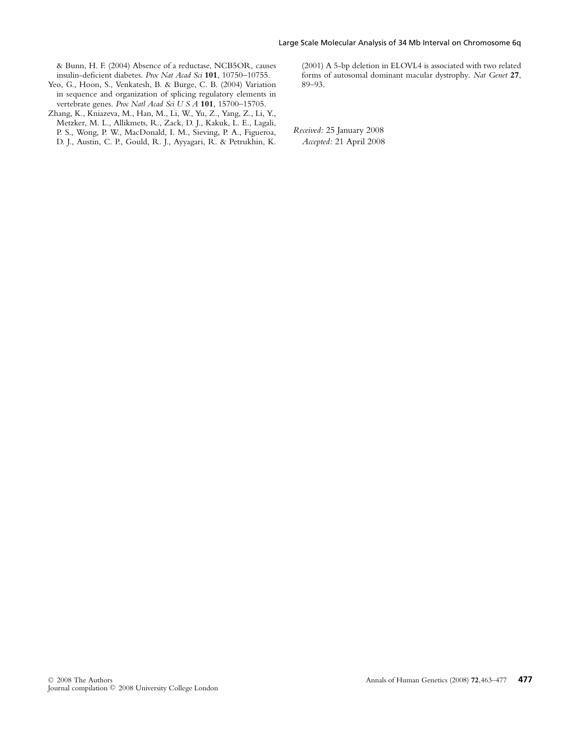& Bunn, H. F. (2004) Absence of a reductase, NCB5OR, causes insulin-deficient diabetes. *Proc Nat Acad Sci* **101**, 10750–10755.

Yeo, G., Hoon, S., Venkatesh, B. & Burge, C. B. (2004) Variation in sequence and organization of splicing regulatory elements in vertebrate genes. *Proc Natl Acad Sci U S A* **101**, 15700–15705.

Zhang, K., Kniazeva, M., Han, M., Li, W., Yu, Z., Yang, Z., Li, Y., Metzker, M. L., Allikmets, R., Zack, D. J., Kakuk, L. E., Lagali, P. S., Wong, P. W., MacDonald, I. M., Sieving, P. A., Figueroa, D. J., Austin, C. P., Gould, R. J., Ayyagari, R. & Petrukhin, K. (2001) A 5-bp deletion in ELOVL4 is associated with two related forms of autosomal dominant macular dystrophy. *Nat Genet* **27**, 89–93.

*Received:* 25 January 2008
*Accepted:* 21 April 2008

© 2008 The Authors
Journal compilation © 2008 University College London